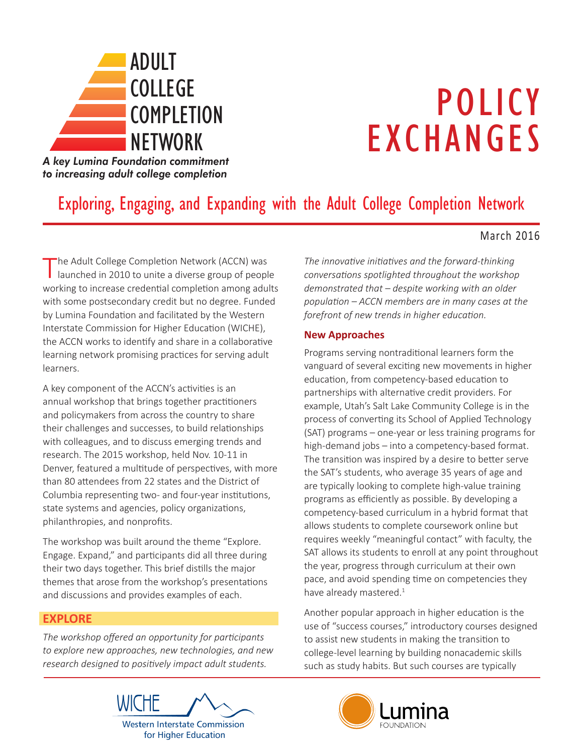ADULT COLLEGE COMPLETION NETWORK

*A key Lumina Foundation commitment to increasing adult college completion*

# POLICY EXCHANGES

## Exploring, Engaging, and Expanding with the Adult College Completion Network

March 2016

The Adult College Completion Network (ACCN) was launched in 2010 to unite a diverse group of people working to increase credential completion among adults with some postsecondary credit but no degree. Funded by Lumina Foundation and facilitated by the Western Interstate Commission for Higher Education (WICHE), the ACCN works to identify and share in a collaborative learning network promising practices for serving adult learners.

A key component of the ACCN's activities is an annual workshop that brings together practitioners and policymakers from across the country to share their challenges and successes, to build relationships with colleagues, and to discuss emerging trends and research. The 2015 workshop, held Nov. 10-11 in Denver, featured a multitude of perspectives, with more than 80 attendees from 22 states and the District of Columbia representing two- and four-year institutions, state systems and agencies, policy organizations, philanthropies, and nonprofits.

The workshop was built around the theme "Explore. Engage. Expand," and participants did all three during their two days together. This brief distills the major themes that arose from the workshop's presentations and discussions and provides examples of each.

## EXPLORE

*The workshop offered an opportunity for participants to explore new approaches, new technologies, and new research designed to positively impact adult students. The innovative initiatives and the forward-thinking conversations spotlighted throughout the workshop demonstrated that – despite working with an older population – ACCN members are in many cases at the forefront of new trends in higher education.*

### New Approaches

Programs serving nontraditional learners form the vanguard of several exciting new movements in higher education, from competency-based education to partnerships with alternative credit providers. For example, Utah's Salt Lake Community College is in the process of converting its School of Applied Technology (SAT) programs – one-year or less training programs for high-demand jobs – into a competency-based format. The transition was inspired by a desire to better serve the SAT's students, who average 35 years of age and are typically looking to complete high-value training programs as efficiently as possible. By developing a competency-based curriculum in a hybrid format that allows students to complete coursework online but requires weekly "meaningful contact" with faculty, the SAT allows its students to enroll at any point throughout the year, progress through curriculum at their own pace, and avoid spending time on competencies they have already mastered.[1]

Another popular approach in higher education is the use of "success courses," introductory courses designed to assist new students in making the transition to college-level learning by building nonacademic skills such as study habits. But such courses are typically

WICHE Western Interstate Commission for Higher Education

Lumina FOUNDATION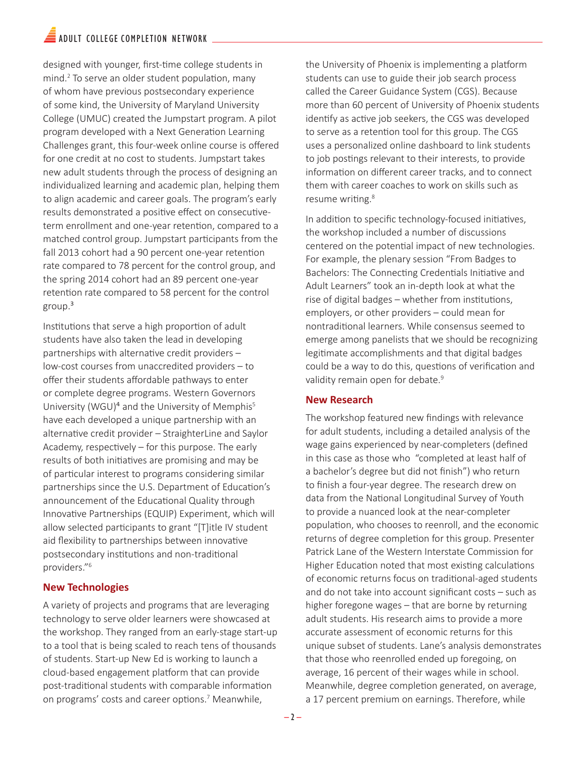designed with younger, first-time college students in mind.[2] To serve an older student population, many of whom have previous postsecondary experience of some kind, the University of Maryland University College (UMUC) created the Jumpstart program. A pilot program developed with a Next Generation Learning Challenges grant, this four-week online course is offered for one credit at no cost to students. Jumpstart takes new adult students through the process of designing an individualized learning and academic plan, helping them to align academic and career goals. The program's early results demonstrated a positive effect on consecutive-term enrollment and one-year retention, compared to a matched control group. Jumpstart participants from the fall 2013 cohort had a 90 percent one-year retention rate compared to 78 percent for the control group, and the spring 2014 cohort had an 89 percent one-year retention rate compared to 58 percent for the control group.[3]

Institutions that serve a high proportion of adult students have also taken the lead in developing partnerships with alternative credit providers – low-cost courses from unaccredited providers – to offer their students affordable pathways to enter or complete degree programs. Western Governors University (WGU)[4] and the University of Memphis[5] have each developed a unique partnership with an alternative credit provider – StraighterLine and Saylor Academy, respectively – for this purpose. The early results of both initiatives are promising and may be of particular interest to programs considering similar partnerships since the U.S. Department of Education's announcement of the Educational Quality through Innovative Partnerships (EQUIP) Experiment, which will allow selected participants to grant "[T]itle IV student aid flexibility to partnerships between innovative postsecondary institutions and non-traditional providers."[6]

## New Technologies

A variety of projects and programs that are leveraging technology to serve older learners were showcased at the workshop. They ranged from an early-stage start-up to a tool that is being scaled to reach tens of thousands of students. Start-up New Ed is working to launch a cloud-based engagement platform that can provide post-traditional students with comparable information on programs' costs and career options.[7] Meanwhile, the University of Phoenix is implementing a platform students can use to guide their job search process called the Career Guidance System (CGS). Because more than 60 percent of University of Phoenix students identify as active job seekers, the CGS was developed to serve as a retention tool for this group. The CGS uses a personalized online dashboard to link students to job postings relevant to their interests, to provide information on different career tracks, and to connect them with career coaches to work on skills such as resume writing.[8]

In addition to specific technology-focused initiatives, the workshop included a number of discussions centered on the potential impact of new technologies. For example, the plenary session "From Badges to Bachelors: The Connecting Credentials Initiative and Adult Learners" took an in-depth look at what the rise of digital badges – whether from institutions, employers, or other providers – could mean for nontraditional learners. While consensus seemed to emerge among panelists that we should be recognizing legitimate accomplishments and that digital badges could be a way to do this, questions of verification and validity remain open for debate.[9]

## New Research

The workshop featured new findings with relevance for adult students, including a detailed analysis of the wage gains experienced by near-completers (defined in this case as those who "completed at least half of a bachelor's degree but did not finish") who return to finish a four-year degree. The research drew on data from the National Longitudinal Survey of Youth to provide a nuanced look at the near-completer population, who chooses to reenroll, and the economic returns of degree completion for this group. Presenter Patrick Lane of the Western Interstate Commission for Higher Education noted that most existing calculations of economic returns focus on traditional-aged students and do not take into account significant costs – such as higher foregone wages – that are borne by returning adult students. His research aims to provide a more accurate assessment of economic returns for this unique subset of students. Lane's analysis demonstrates that those who reenrolled ended up foregoing, on average, 16 percent of their wages while in school. Meanwhile, degree completion generated, on average, a 17 percent premium on earnings. Therefore, while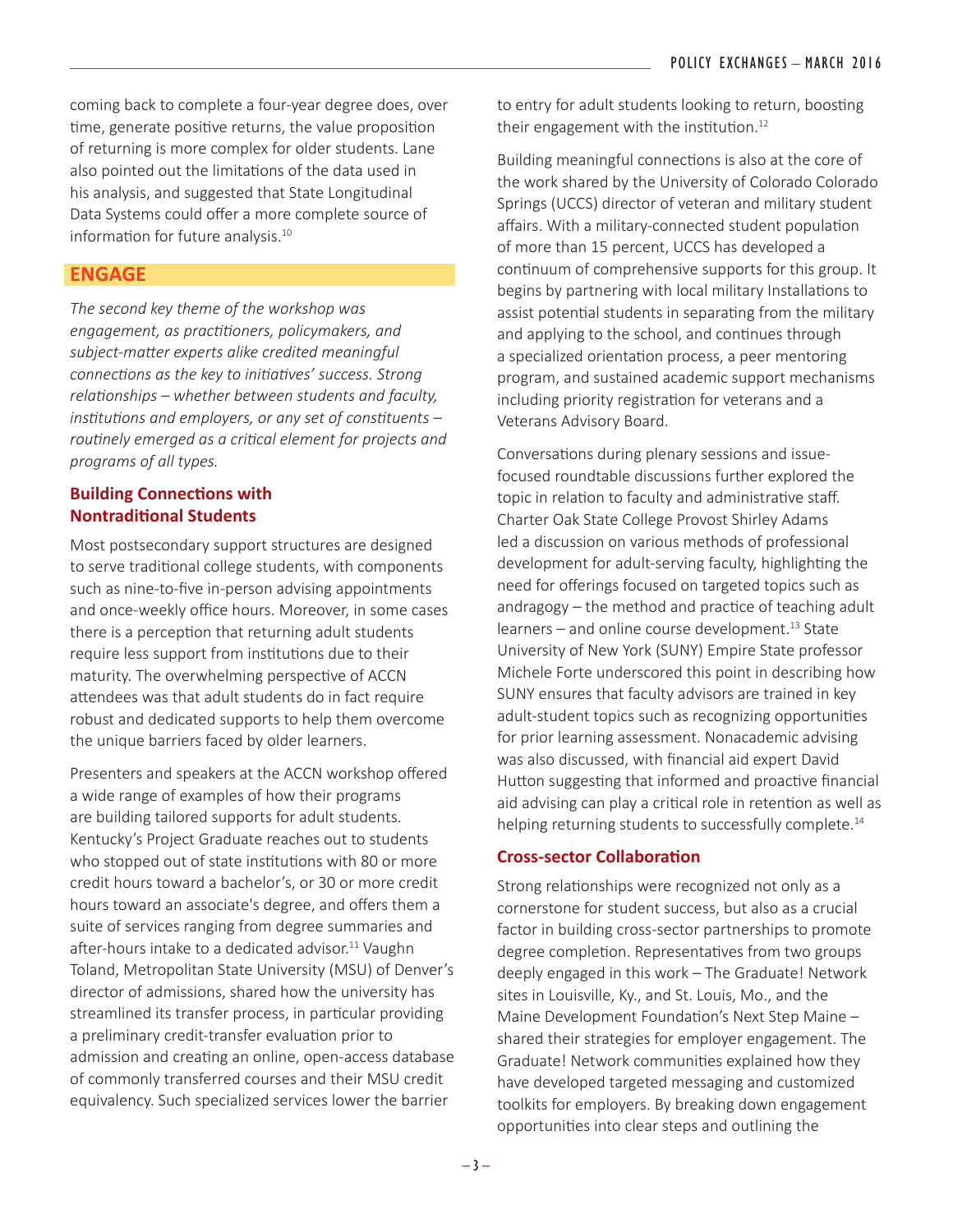coming back to complete a four-year degree does, over time, generate positive returns, the value proposition of returning is more complex for older students. Lane also pointed out the limitations of the data used in his analysis, and suggested that State Longitudinal Data Systems could offer a more complete source of information for future analysis.[10]

## ENGAGE

*The second key theme of the workshop was engagement, as practitioners, policymakers, and subject-matter experts alike credited meaningful connections as the key to initiatives' success. Strong relationships – whether between students and faculty, institutions and employers, or any set of constituents – routinely emerged as a critical element for projects and programs of all types.*

### Building Connections with Nontraditional Students

Most postsecondary support structures are designed to serve traditional college students, with components such as nine-to-five in-person advising appointments and once-weekly office hours. Moreover, in some cases there is a perception that returning adult students require less support from institutions due to their maturity. The overwhelming perspective of ACCN attendees was that adult students do in fact require robust and dedicated supports to help them overcome the unique barriers faced by older learners.

Presenters and speakers at the ACCN workshop offered a wide range of examples of how their programs are building tailored supports for adult students. Kentucky's Project Graduate reaches out to students who stopped out of state institutions with 80 or more credit hours toward a bachelor's, or 30 or more credit hours toward an associate's degree, and offers them a suite of services ranging from degree summaries and after-hours intake to a dedicated advisor.[11] Vaughn Toland, Metropolitan State University (MSU) of Denver's director of admissions, shared how the university has streamlined its transfer process, in particular providing a preliminary credit-transfer evaluation prior to admission and creating an online, open-access database of commonly transferred courses and their MSU credit equivalency. Such specialized services lower the barrier to entry for adult students looking to return, boosting their engagement with the institution.[12]

Building meaningful connections is also at the core of the work shared by the University of Colorado Colorado Springs (UCCS) director of veteran and military student affairs. With a military-connected student population of more than 15 percent, UCCS has developed a continuum of comprehensive supports for this group. It begins by partnering with local military Installations to assist potential students in separating from the military and applying to the school, and continues through a specialized orientation process, a peer mentoring program, and sustained academic support mechanisms including priority registration for veterans and a Veterans Advisory Board.

Conversations during plenary sessions and issue-focused roundtable discussions further explored the topic in relation to faculty and administrative staff. Charter Oak State College Provost Shirley Adams led a discussion on various methods of professional development for adult-serving faculty, highlighting the need for offerings focused on targeted topics such as andragogy – the method and practice of teaching adult learners – and online course development.[13] State University of New York (SUNY) Empire State professor Michele Forte underscored this point in describing how SUNY ensures that faculty advisors are trained in key adult-student topics such as recognizing opportunities for prior learning assessment. Nonacademic advising was also discussed, with financial aid expert David Hutton suggesting that informed and proactive financial aid advising can play a critical role in retention as well as helping returning students to successfully complete.[14]

### Cross-sector Collaboration

Strong relationships were recognized not only as a cornerstone for student success, but also as a crucial factor in building cross-sector partnerships to promote degree completion. Representatives from two groups deeply engaged in this work – The Graduate! Network sites in Louisville, Ky., and St. Louis, Mo., and the Maine Development Foundation's Next Step Maine – shared their strategies for employer engagement. The Graduate! Network communities explained how they have developed targeted messaging and customized toolkits for employers. By breaking down engagement opportunities into clear steps and outlining the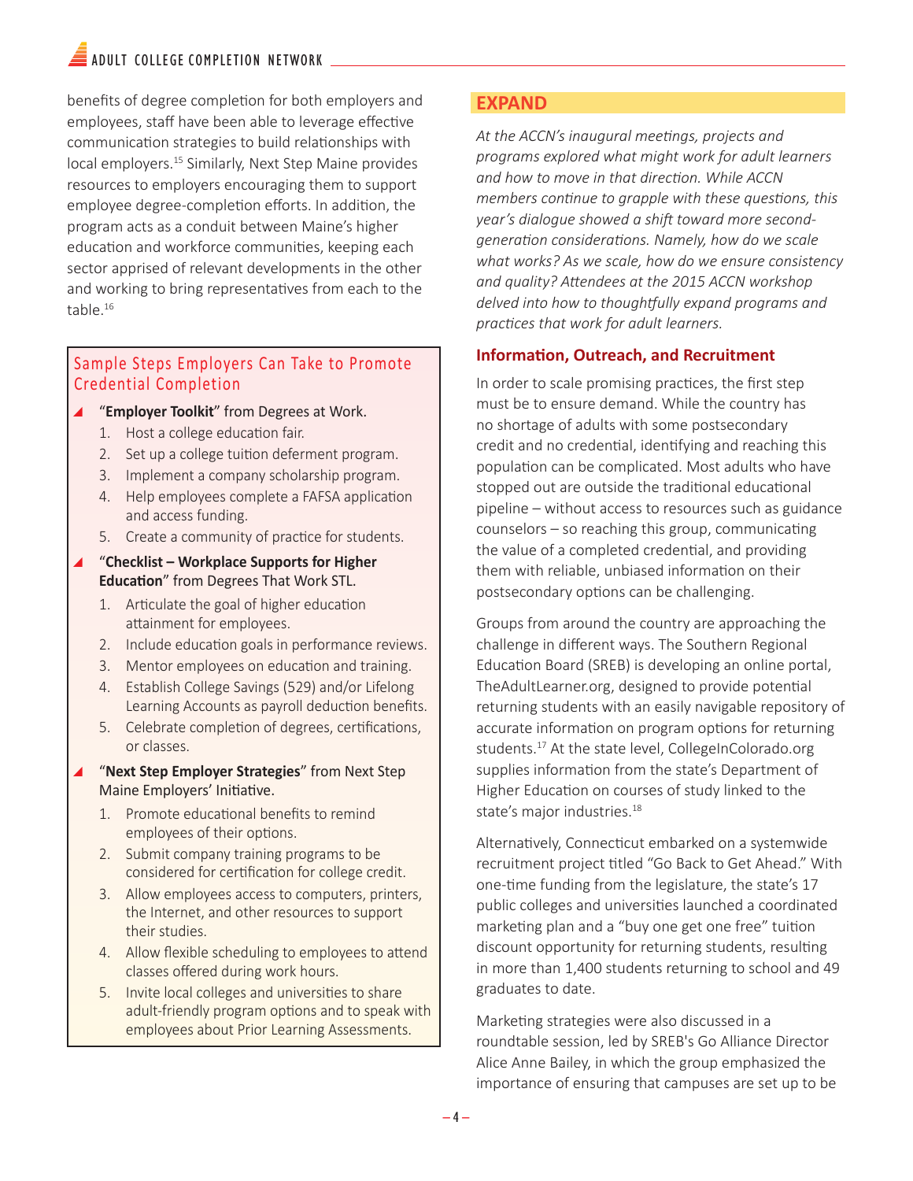benefits of degree completion for both employers and employees, staff have been able to leverage effective communication strategies to build relationships with local employers.[15] Similarly, Next Step Maine provides resources to employers encouraging them to support employee degree-completion efforts. In addition, the program acts as a conduit between Maine's higher education and workforce communities, keeping each sector apprised of relevant developments in the other and working to bring representatives from each to the table.[16]

### Sample Steps Employers Can Take to Promote Credential Completion

- "**Employer Toolkit**" from Degrees at Work.
  1. Host a college education fair.
  2. Set up a college tuition deferment program.
  3. Implement a company scholarship program.
  4. Help employees complete a FAFSA application and access funding.
  5. Create a community of practice for students.
- "**Checklist – Workplace Supports for Higher Education**" from Degrees That Work STL.
  1. Articulate the goal of higher education attainment for employees.
  2. Include education goals in performance reviews.
  3. Mentor employees on education and training.
  4. Establish College Savings (529) and/or Lifelong Learning Accounts as payroll deduction benefits.
  5. Celebrate completion of degrees, certifications, or classes.
- "**Next Step Employer Strategies**" from Next Step Maine Employers' Initiative.
  1. Promote educational benefits to remind employees of their options.
  2. Submit company training programs to be considered for certification for college credit.
  3. Allow employees access to computers, printers, the Internet, and other resources to support their studies.
  4. Allow flexible scheduling to employees to attend classes offered during work hours.
  5. Invite local colleges and universities to share adult-friendly program options and to speak with employees about Prior Learning Assessments.

## EXPAND

*At the ACCN's inaugural meetings, projects and programs explored what might work for adult learners and how to move in that direction. While ACCN members continue to grapple with these questions, this year's dialogue showed a shift toward more second-generation considerations. Namely, how do we scale what works? As we scale, how do we ensure consistency and quality? Attendees at the 2015 ACCN workshop delved into how to thoughtfully expand programs and practices that work for adult learners.*

### Information, Outreach, and Recruitment

In order to scale promising practices, the first step must be to ensure demand. While the country has no shortage of adults with some postsecondary credit and no credential, identifying and reaching this population can be complicated. Most adults who have stopped out are outside the traditional educational pipeline – without access to resources such as guidance counselors – so reaching this group, communicating the value of a completed credential, and providing them with reliable, unbiased information on their postsecondary options can be challenging.

Groups from around the country are approaching the challenge in different ways. The Southern Regional Education Board (SREB) is developing an online portal, TheAdultLearner.org, designed to provide potential returning students with an easily navigable repository of accurate information on program options for returning students.[17] At the state level, CollegeInColorado.org supplies information from the state's Department of Higher Education on courses of study linked to the state's major industries.[18]

Alternatively, Connecticut embarked on a systemwide recruitment project titled "Go Back to Get Ahead." With one-time funding from the legislature, the state's 17 public colleges and universities launched a coordinated marketing plan and a "buy one get one free" tuition discount opportunity for returning students, resulting in more than 1,400 students returning to school and 49 graduates to date.

Marketing strategies were also discussed in a roundtable session, led by SREB's Go Alliance Director Alice Anne Bailey, in which the group emphasized the importance of ensuring that campuses are set up to be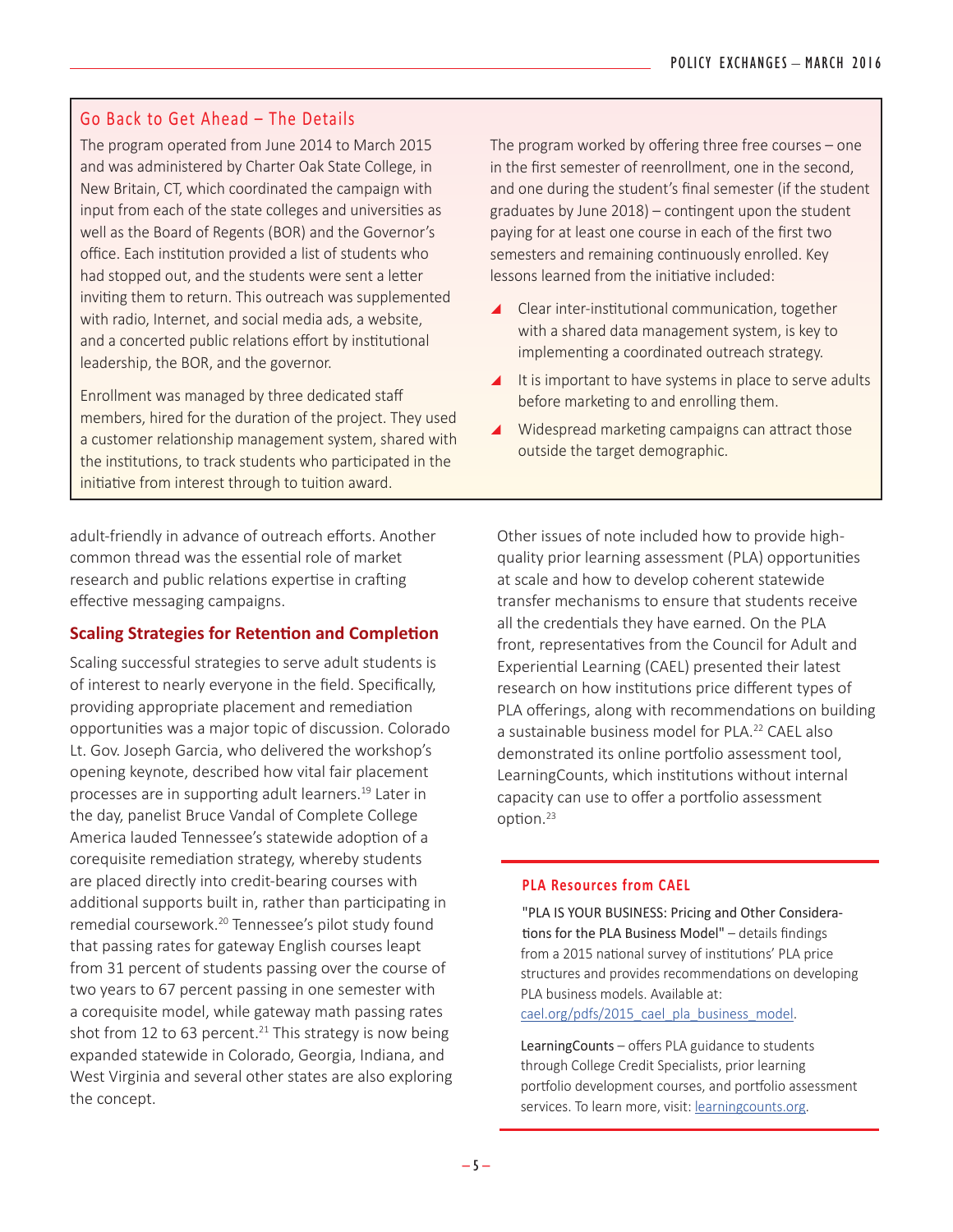## Go Back to Get Ahead – The Details

The program operated from June 2014 to March 2015 and was administered by Charter Oak State College, in New Britain, CT, which coordinated the campaign with input from each of the state colleges and universities as well as the Board of Regents (BOR) and the Governor's office. Each institution provided a list of students who had stopped out, and the students were sent a letter inviting them to return. This outreach was supplemented with radio, Internet, and social media ads, a website, and a concerted public relations effort by institutional leadership, the BOR, and the governor.

Enrollment was managed by three dedicated staff members, hired for the duration of the project. They used a customer relationship management system, shared with the institutions, to track students who participated in the initiative from interest through to tuition award.

The program worked by offering three free courses – one in the first semester of reenrollment, one in the second, and one during the student's final semester (if the student graduates by June 2018) – contingent upon the student paying for at least one course in each of the first two semesters and remaining continuously enrolled. Key lessons learned from the initiative included:

- Clear inter-institutional communication, together with a shared data management system, is key to implementing a coordinated outreach strategy.
- It is important to have systems in place to serve adults before marketing to and enrolling them.
- Widespread marketing campaigns can attract those outside the target demographic.

---

adult-friendly in advance of outreach efforts. Another common thread was the essential role of market research and public relations expertise in crafting effective messaging campaigns.

### Scaling Strategies for Retention and Completion

Scaling successful strategies to serve adult students is of interest to nearly everyone in the field. Specifically, providing appropriate placement and remediation opportunities was a major topic of discussion. Colorado Lt. Gov. Joseph Garcia, who delivered the workshop's opening keynote, described how vital fair placement processes are in supporting adult learners.[19] Later in the day, panelist Bruce Vandal of Complete College America lauded Tennessee's statewide adoption of a corequisite remediation strategy, whereby students are placed directly into credit-bearing courses with additional supports built in, rather than participating in remedial coursework.[20] Tennessee's pilot study found that passing rates for gateway English courses leapt from 31 percent of students passing over the course of two years to 67 percent passing in one semester with a corequisite model, while gateway math passing rates shot from 12 to 63 percent.[21] This strategy is now being expanded statewide in Colorado, Georgia, Indiana, and West Virginia and several other states are also exploring the concept.

Other issues of note included how to provide high-quality prior learning assessment (PLA) opportunities at scale and how to develop coherent statewide transfer mechanisms to ensure that students receive all the credentials they have earned. On the PLA front, representatives from the Council for Adult and Experiential Learning (CAEL) presented their latest research on how institutions price different types of PLA offerings, along with recommendations on building a sustainable business model for PLA.[22] CAEL also demonstrated its online portfolio assessment tool, LearningCounts, which institutions without internal capacity can use to offer a portfolio assessment option.[23]

---

**PLA Resources from CAEL**

"PLA IS YOUR BUSINESS: Pricing and Other Considerations for the PLA Business Model" – details findings from a 2015 national survey of institutions' PLA price structures and provides recommendations on developing PLA business models. Available at: cael.org/pdfs/2015_cael_pla_business_model.

LearningCounts – offers PLA guidance to students through College Credit Specialists, prior learning portfolio development courses, and portfolio assessment services. To learn more, visit: learningcounts.org.

---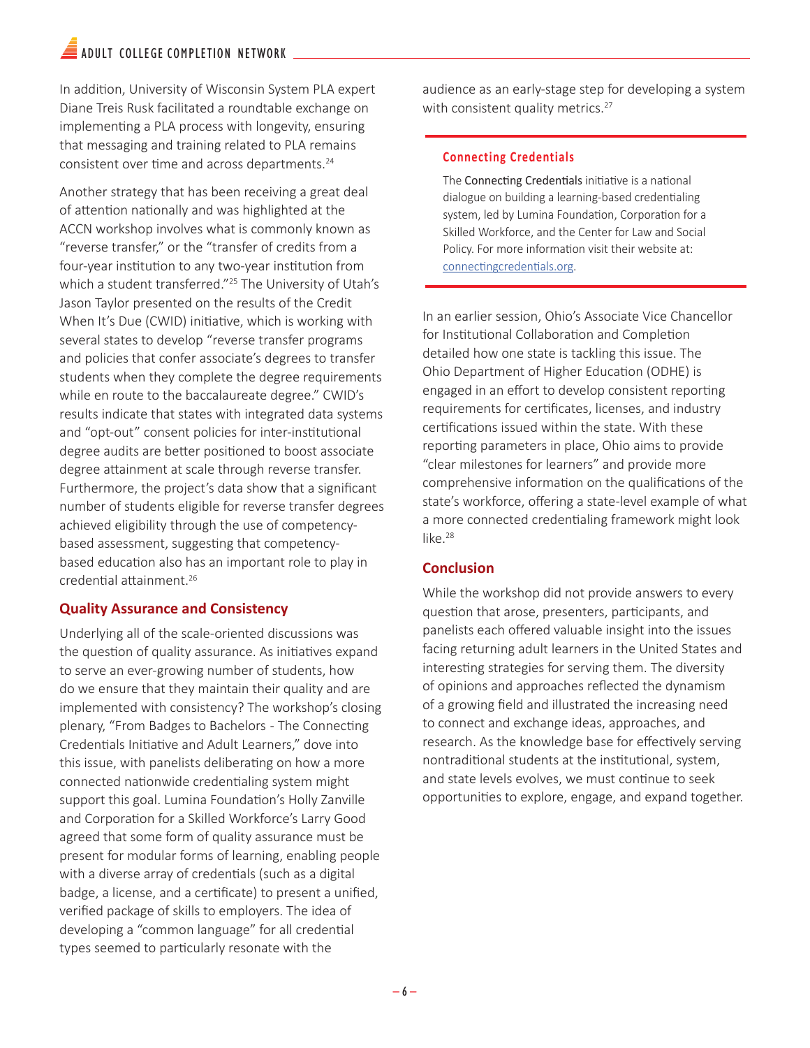In addition, University of Wisconsin System PLA expert Diane Treis Rusk facilitated a roundtable exchange on implementing a PLA process with longevity, ensuring that messaging and training related to PLA remains consistent over time and across departments.[24]

Another strategy that has been receiving a great deal of attention nationally and was highlighted at the ACCN workshop involves what is commonly known as "reverse transfer," or the "transfer of credits from a four-year institution to any two-year institution from which a student transferred."[25] The University of Utah's Jason Taylor presented on the results of the Credit When It's Due (CWID) initiative, which is working with several states to develop "reverse transfer programs and policies that confer associate's degrees to transfer students when they complete the degree requirements while en route to the baccalaureate degree." CWID's results indicate that states with integrated data systems and "opt-out" consent policies for inter-institutional degree audits are better positioned to boost associate degree attainment at scale through reverse transfer. Furthermore, the project's data show that a significant number of students eligible for reverse transfer degrees achieved eligibility through the use of competency-based assessment, suggesting that competency-based education also has an important role to play in credential attainment.[26]

## Quality Assurance and Consistency

Underlying all of the scale-oriented discussions was the question of quality assurance. As initiatives expand to serve an ever-growing number of students, how do we ensure that they maintain their quality and are implemented with consistency? The workshop's closing plenary, "From Badges to Bachelors - The Connecting Credentials Initiative and Adult Learners," dove into this issue, with panelists deliberating on how a more connected nationwide credentialing system might support this goal. Lumina Foundation's Holly Zanville and Corporation for a Skilled Workforce's Larry Good agreed that some form of quality assurance must be present for modular forms of learning, enabling people with a diverse array of credentials (such as a digital badge, a license, and a certificate) to present a unified, verified package of skills to employers. The idea of developing a "common language" for all credential types seemed to particularly resonate with the audience as an early-stage step for developing a system with consistent quality metrics.[27]

> **Connecting Credentials**
>
> The Connecting Credentials initiative is a national dialogue on building a learning-based credentialing system, led by Lumina Foundation, Corporation for a Skilled Workforce, and the Center for Law and Social Policy. For more information visit their website at: connectingcredentials.org.

In an earlier session, Ohio's Associate Vice Chancellor for Institutional Collaboration and Completion detailed how one state is tackling this issue. The Ohio Department of Higher Education (ODHE) is engaged in an effort to develop consistent reporting requirements for certificates, licenses, and industry certifications issued within the state. With these reporting parameters in place, Ohio aims to provide "clear milestones for learners" and provide more comprehensive information on the qualifications of the state's workforce, offering a state-level example of what a more connected credentialing framework might look like.[28]

## Conclusion

While the workshop did not provide answers to every question that arose, presenters, participants, and panelists each offered valuable insight into the issues facing returning adult learners in the United States and interesting strategies for serving them. The diversity of opinions and approaches reflected the dynamism of a growing field and illustrated the increasing need to connect and exchange ideas, approaches, and research. As the knowledge base for effectively serving nontraditional students at the institutional, system, and state levels evolves, we must continue to seek opportunities to explore, engage, and expand together.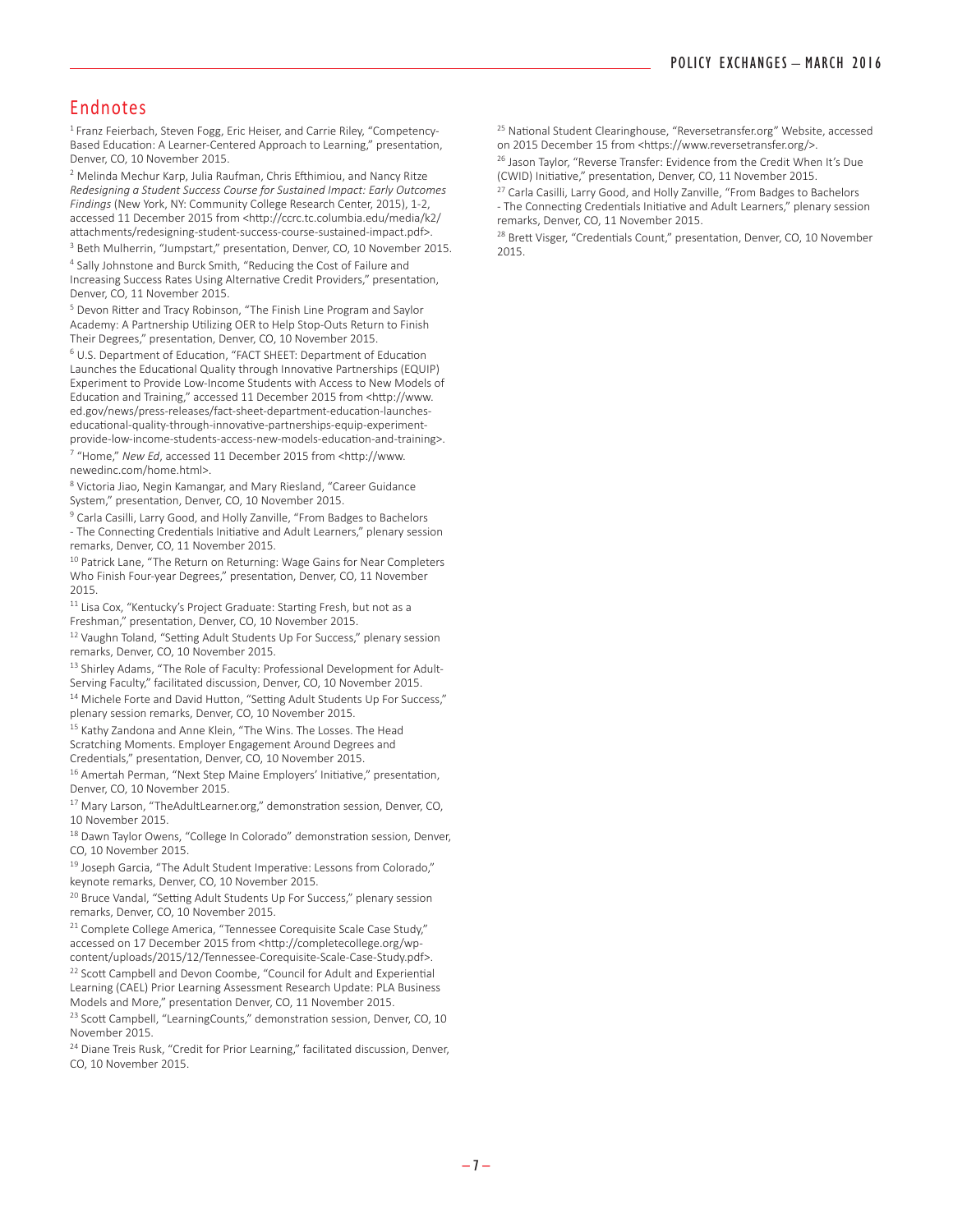## Endnotes

[1] Franz Feierbach, Steven Fogg, Eric Heiser, and Carrie Riley, "Competency-Based Education: A Learner-Centered Approach to Learning," presentation, Denver, CO, 10 November 2015.

[2] Melinda Mechur Karp, Julia Raufman, Chris Efthimiou, and Nancy Ritze *Redesigning a Student Success Course for Sustained Impact: Early Outcomes Findings* (New York, NY: Community College Research Center, 2015), 1-2, accessed 11 December 2015 from <http://ccrc.tc.columbia.edu/media/k2/attachments/redesigning-student-success-course-sustained-impact.pdf>.

[3] Beth Mulherrin, "Jumpstart," presentation, Denver, CO, 10 November 2015.

[4] Sally Johnstone and Burck Smith, "Reducing the Cost of Failure and Increasing Success Rates Using Alternative Credit Providers," presentation, Denver, CO, 11 November 2015.

[5] Devon Ritter and Tracy Robinson, "The Finish Line Program and Saylor Academy: A Partnership Utilizing OER to Help Stop-Outs Return to Finish Their Degrees," presentation, Denver, CO, 10 November 2015.

[6] U.S. Department of Education, "FACT SHEET: Department of Education Launches the Educational Quality through Innovative Partnerships (EQUIP) Experiment to Provide Low-Income Students with Access to New Models of Education and Training," accessed 11 December 2015 from <http://www.ed.gov/news/press-releases/fact-sheet-department-education-launches-educational-quality-through-innovative-partnerships-equip-experiment-provide-low-income-students-access-new-models-education-and-training>.

[7] "Home," *New Ed*, accessed 11 December 2015 from <http://www.newedinc.com/home.html>.

[8] Victoria Jiao, Negin Kamangar, and Mary Riesland, "Career Guidance System," presentation, Denver, CO, 10 November 2015.

[9] Carla Casilli, Larry Good, and Holly Zanville, "From Badges to Bachelors - The Connecting Credentials Initiative and Adult Learners," plenary session remarks, Denver, CO, 11 November 2015.

[10] Patrick Lane, "The Return on Returning: Wage Gains for Near Completers Who Finish Four-year Degrees," presentation, Denver, CO, 11 November 2015.

[11] Lisa Cox, "Kentucky's Project Graduate: Starting Fresh, but not as a Freshman," presentation, Denver, CO, 10 November 2015.

[12] Vaughn Toland, "Setting Adult Students Up For Success," plenary session remarks, Denver, CO, 10 November 2015.

[13] Shirley Adams, "The Role of Faculty: Professional Development for Adult-Serving Faculty," facilitated discussion, Denver, CO, 10 November 2015.

[14] Michele Forte and David Hutton, "Setting Adult Students Up For Success," plenary session remarks, Denver, CO, 10 November 2015.

[15] Kathy Zandona and Anne Klein, "The Wins. The Losses. The Head Scratching Moments. Employer Engagement Around Degrees and Credentials," presentation, Denver, CO, 10 November 2015.

[16] Amertah Perman, "Next Step Maine Employers' Initiative," presentation, Denver, CO, 10 November 2015.

[17] Mary Larson, "TheAdultLearner.org," demonstration session, Denver, CO, 10 November 2015.

[18] Dawn Taylor Owens, "College In Colorado" demonstration session, Denver, CO, 10 November 2015.

[19] Joseph Garcia, "The Adult Student Imperative: Lessons from Colorado," keynote remarks, Denver, CO, 10 November 2015.

[20] Bruce Vandal, "Setting Adult Students Up For Success," plenary session remarks, Denver, CO, 10 November 2015.

[21] Complete College America, "Tennessee Corequisite Scale Case Study," accessed on 17 December 2015 from <http://completecollege.org/wp-content/uploads/2015/12/Tennessee-Corequisite-Scale-Case-Study.pdf>.

[22] Scott Campbell and Devon Coombe, "Council for Adult and Experiential Learning (CAEL) Prior Learning Assessment Research Update: PLA Business Models and More," presentation Denver, CO, 11 November 2015.

[23] Scott Campbell, "LearningCounts," demonstration session, Denver, CO, 10 November 2015.

[24] Diane Treis Rusk, "Credit for Prior Learning," facilitated discussion, Denver, CO, 10 November 2015.

[25] National Student Clearinghouse, "Reversetransfer.org" Website, accessed on 2015 December 15 from <https://www.reversetransfer.org/>.

[26] Jason Taylor, "Reverse Transfer: Evidence from the Credit When It's Due (CWID) Initiative," presentation, Denver, CO, 11 November 2015.

[27] Carla Casilli, Larry Good, and Holly Zanville, "From Badges to Bachelors - The Connecting Credentials Initiative and Adult Learners," plenary session remarks, Denver, CO, 11 November 2015.

[28] Brett Visger, "Credentials Count," presentation, Denver, CO, 10 November 2015.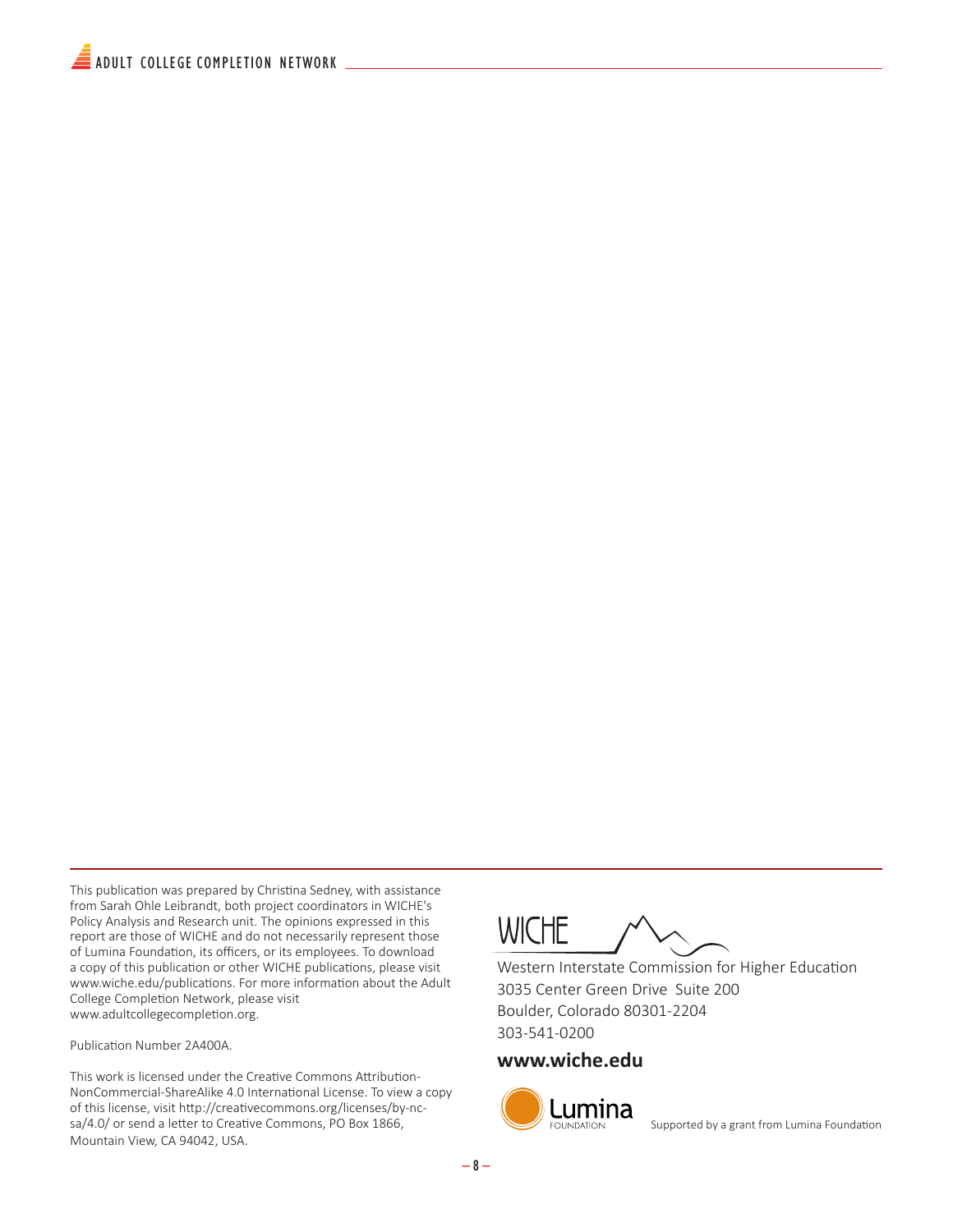This publication was prepared by Christina Sedney, with assistance from Sarah Ohle Leibrandt, both project coordinators in WICHE's Policy Analysis and Research unit. The opinions expressed in this report are those of WICHE and do not necessarily represent those of Lumina Foundation, its officers, or its employees. To download a copy of this publication or other WICHE publications, please visit www.wiche.edu/publications. For more information about the Adult College Completion Network, please visit www.adultcollegecompletion.org.

Publication Number 2A400A.

This work is licensed under the Creative Commons Attribution-NonCommercial-ShareAlike 4.0 International License. To view a copy of this license, visit http://creativecommons.org/licenses/by-nc-sa/4.0/ or send a letter to Creative Commons, PO Box 1866, Mountain View, CA 94042, USA.

WICHE

Western Interstate Commission for Higher Education
3035 Center Green Drive Suite 200
Boulder, Colorado 80301-2204
303-541-0200

**www.wiche.edu**

Lumina FOUNDATION

Supported by a grant from Lumina Foundation